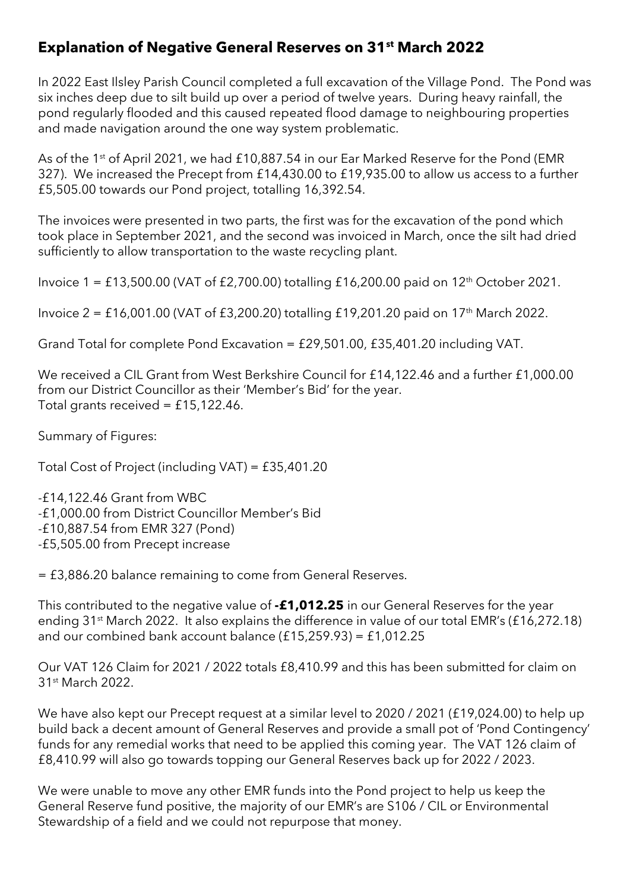## Explanation of Negative General Reserves on 31st March 2022

In 2022 East Ilsley Parish Council completed a full excavation of the Village Pond. The Pond was six inches deep due to silt build up over a period of twelve years. During heavy rainfall, the pond regularly flooded and this caused repeated flood damage to neighbouring properties and made navigation around the one way system problematic.

As of the 1st of April 2021, we had £10,887.54 in our Ear Marked Reserve for the Pond (EMR 327). We increased the Precept from £14,430.00 to £19,935.00 to allow us access to a further £5,505.00 towards our Pond project, totalling 16,392.54.

The invoices were presented in two parts, the first was for the excavation of the pond which took place in September 2021, and the second was invoiced in March, once the silt had dried sufficiently to allow transportation to the waste recycling plant.

Invoice 1 = £13,500.00 (VAT of £2,700.00) totalling £16,200.00 paid on 12th October 2021.

Invoice 2 = £16,001.00 (VAT of £3,200.20) totalling £19,201.20 paid on 17th March 2022.

Grand Total for complete Pond Excavation = £29,501.00, £35,401.20 including VAT.

We received a CIL Grant from West Berkshire Council for £14,122.46 and a further £1,000.00 from our District Councillor as their 'Member's Bid' for the year.
Total grants received = £15,122.46.

Summary of Figures:

Total Cost of Project (including VAT) = £35,401.20

-£14,122.46 Grant from WBC
-£1,000.00 from District Councillor Member's Bid
-£10,887.54 from EMR 327 (Pond)
-£5,505.00 from Precept increase

= £3,886.20 balance remaining to come from General Reserves.

This contributed to the negative value of **-£1,012.25** in our General Reserves for the year ending 31st March 2022. It also explains the difference in value of our total EMR's (£16,272.18) and our combined bank account balance (£15,259.93) = £1,012.25

Our VAT 126 Claim for 2021 / 2022 totals £8,410.99 and this has been submitted for claim on 31st March 2022.

We have also kept our Precept request at a similar level to 2020 / 2021 (£19,024.00) to help up build back a decent amount of General Reserves and provide a small pot of 'Pond Contingency' funds for any remedial works that need to be applied this coming year. The VAT 126 claim of £8,410.99 will also go towards topping our General Reserves back up for 2022 / 2023.

We were unable to move any other EMR funds into the Pond project to help us keep the General Reserve fund positive, the majority of our EMR's are S106 / CIL or Environmental Stewardship of a field and we could not repurpose that money.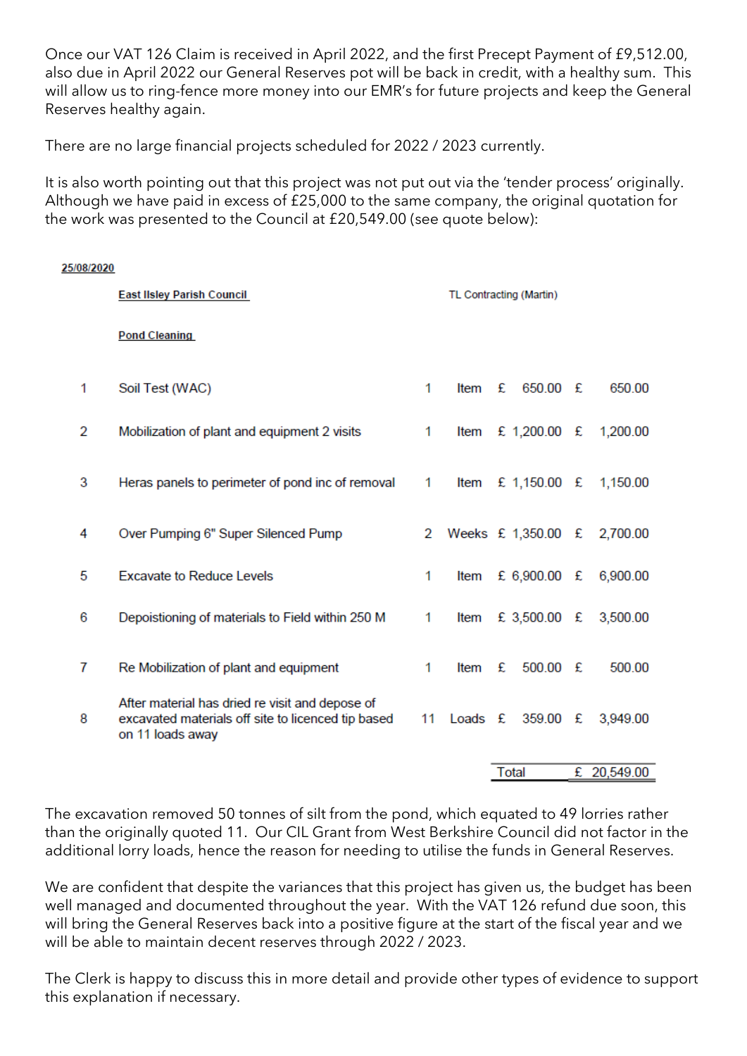Once our VAT 126 Claim is received in April 2022, and the first Precept Payment of £9,512.00, also due in April 2022 our General Reserves pot will be back in credit, with a healthy sum. This will allow us to ring-fence more money into our EMR's for future projects and keep the General Reserves healthy again.

There are no large financial projects scheduled for 2022 / 2023 currently.

It is also worth pointing out that this project was not put out via the 'tender process' originally. Although we have paid in excess of £25,000 to the same company, the original quotation for the work was presented to the Council at £20,549.00 (see quote below):

25/08/2020

**East Ilsley Parish Council** — TL Contracting (Martin)

**Pond Cleaning**

| | | | | | |
|---|---|---|---|---|---|
| 1 | Soil Test (WAC) | 1 | Item | £ 650.00 | £ 650.00 |
| 2 | Mobilization of plant and equipment 2 visits | 1 | Item | £ 1,200.00 | £ 1,200.00 |
| 3 | Heras panels to perimeter of pond inc of removal | 1 | Item | £ 1,150.00 | £ 1,150.00 |
| 4 | Over Pumping 6" Super Silenced Pump | 2 | Weeks | £ 1,350.00 | £ 2,700.00 |
| 5 | Excavate to Reduce Levels | 1 | Item | £ 6,900.00 | £ 6,900.00 |
| 6 | Depoistioning of materials to Field within 250 M | 1 | Item | £ 3,500.00 | £ 3,500.00 |
| 7 | Re Mobilization of plant and equipment | 1 | Item | £ 500.00 | £ 500.00 |
| 8 | After material has dried re visit and depose of excavated materials off site to licenced tip based on 11 loads away | 11 | Loads | £ 359.00 | £ 3,949.00 |
| | | | | Total | £ 20,549.00 |

The excavation removed 50 tonnes of silt from the pond, which equated to 49 lorries rather than the originally quoted 11. Our CIL Grant from West Berkshire Council did not factor in the additional lorry loads, hence the reason for needing to utilise the funds in General Reserves.

We are confident that despite the variances that this project has given us, the budget has been well managed and documented throughout the year. With the VAT 126 refund due soon, this will bring the General Reserves back into a positive figure at the start of the fiscal year and we will be able to maintain decent reserves through 2022 / 2023.

The Clerk is happy to discuss this in more detail and provide other types of evidence to support this explanation if necessary.